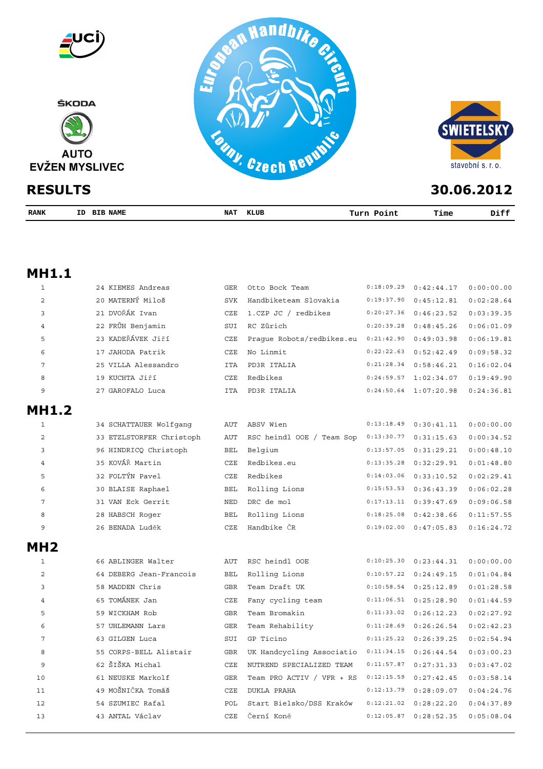ŠKODA

AUTO
EVŽEN MYSLIVEC

European Handbike Circuit
Louny, Czech Republic

SWIETELSKY
stavební s. r. o.

# RESULTS

30.06.2012

## MH1.1

| RANK | ID | BIB NAME | NAT | KLUB | Turn Point | Time | Diff |
|---|---|---|---|---|---|---|---|
| 1 | 24 | KIEMES Andreas | GER | Otto Bock Team | 0:18:09.29 | 0:42:44.17 | 0:00:00.00 |
| 2 | 20 | MATERNÝ Miloš | SVK | Handbiketeam Slovakia | 0:19:37.90 | 0:45:12.81 | 0:02:28.64 |
| 3 | 21 | DVOŘÁK Ivan | CZE | 1.CZP JC / redbikes | 0:20:27.36 | 0:46:23.52 | 0:03:39.35 |
| 4 | 22 | FRÜH Benjamin | SUI | RC Zürich | 0:20:39.28 | 0:48:45.26 | 0:06:01.09 |
| 5 | 23 | KADEŘÁVEK Jiří | CZE | Prague Robots/redbikes.eu | 0:21:42.90 | 0:49:03.98 | 0:06:19.81 |
| 6 | 17 | JAHODA Patrik | CZE | No Linmit | 0:22:22.63 | 0:52:42.49 | 0:09:58.32 |
| 7 | 25 | VILLA Alessandro | ITA | PD3R ITALIA | 0:21:28.34 | 0:58:46.21 | 0:16:02.04 |
| 8 | 19 | KUCHTA Jiří | CZE | Redbikes | 0:24:59.57 | 1:02:34.07 | 0:19:49.90 |
| 9 | 27 | GAROFALO Luca | ITA | PD3R ITALIA | 0:24:50.64 | 1:07:20.98 | 0:24:36.81 |

## MH1.2

| RANK | ID | BIB NAME | NAT | KLUB | Turn Point | Time | Diff |
|---|---|---|---|---|---|---|---|
| 1 | 34 | SCHATTAUER Wolfgang | AUT | ABSV Wien | 0:13:18.49 | 0:30:41.11 | 0:00:00.00 |
| 2 | 33 | ETZLSTORFER Christoph | AUT | RSC heindl OOE / Team Sop | 0:13:30.77 | 0:31:15.63 | 0:00:34.52 |
| 3 | 96 | HINDRICQ Christoph | BEL | Belgium | 0:13:57.05 | 0:31:29.21 | 0:00:48.10 |
| 4 | 35 | KOVÁŘ Martin | CZE | Redbikes.eu | 0:13:35.28 | 0:32:29.91 | 0:01:48.80 |
| 5 | 32 | FOLTÝN Pavel | CZE | Redbikes | 0:14:03.06 | 0:33:10.52 | 0:02:29.41 |
| 6 | 30 | BLAISE Raphael | BEL | Rolling Lions | 0:15:53.53 | 0:36:43.39 | 0:06:02.28 |
| 7 | 31 | VAN Eck Gerrit | NED | DRC de mol | 0:17:13.11 | 0:39:47.69 | 0:09:06.58 |
| 8 | 28 | HABSCH Roger | BEL | Rolling Lions | 0:18:25.08 | 0:42:38.66 | 0:11:57.55 |
| 9 | 26 | BENADA Luděk | CZE | Handbike ČR | 0:19:02.00 | 0:47:05.83 | 0:16:24.72 |

## MH2

| RANK | ID | BIB NAME | NAT | KLUB | Turn Point | Time | Diff |
|---|---|---|---|---|---|---|---|
| 1 | 66 | ABLINGER Walter | AUT | RSC heindl OOE | 0:10:25.30 | 0:23:44.31 | 0:00:00.00 |
| 2 | 64 | DEBERG Jean-Francois | BEL | Rolling Lions | 0:10:57.22 | 0:24:49.15 | 0:01:04.84 |
| 3 | 58 | MADDEN Chris | GBR | Team Draft UK | 0:10:58.54 | 0:25:12.89 | 0:01:28.58 |
| 4 | 65 | TOMÁNEK Jan | CZE | Fany cycling team | 0:11:06.51 | 0:25:28.90 | 0:01:44.59 |
| 5 | 59 | WICKHAM Rob | GBR | Team Bromakin | 0:11:33.02 | 0:26:12.23 | 0:02:27.92 |
| 6 | 57 | UHLEMANN Lars | GER | Team Rehability | 0:11:28.69 | 0:26:26.54 | 0:02:42.23 |
| 7 | 63 | GILGEN Luca | SUI | GP Ticino | 0:11:25.22 | 0:26:39.25 | 0:02:54.94 |
| 8 | 55 | CORPS-BELL Alistair | GBR | UK Handcycling Associatio | 0:11:34.15 | 0:26:44.54 | 0:03:00.23 |
| 9 | 62 | ŠIŠKA Michal | CZE | NUTREND SPECIALIZED TEAM | 0:11:57.87 | 0:27:31.33 | 0:03:47.02 |
| 10 | 61 | NEUSKE Markolf | GER | Team PRO ACTIV / VFR + RS | 0:12:15.59 | 0:27:42.45 | 0:03:58.14 |
| 11 | 49 | MOŠNIČKA Tomáš | CZE | DUKLA PRAHA | 0:12:13.79 | 0:28:09.07 | 0:04:24.76 |
| 12 | 54 | SZUMIEC Rafal | POL | Start Bielsko/DSS Kraków | 0:12:21.02 | 0:28:22.20 | 0:04:37.89 |
| 13 | 43 | ANTAL Václav | CZE | Černí Koně | 0:12:05.87 | 0:28:52.35 | 0:05:08.04 |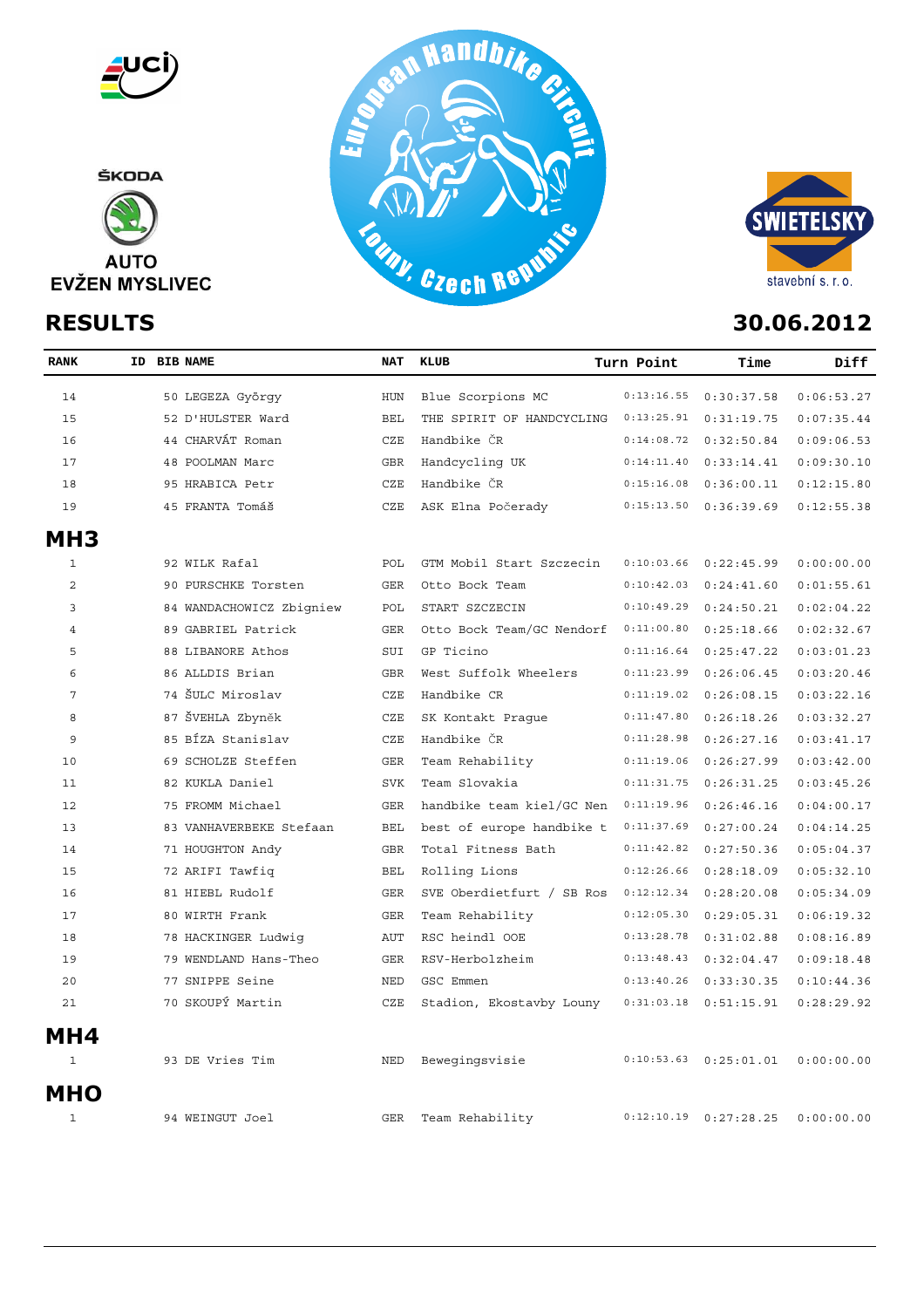ŠKODA

AUTO
EVŽEN MYSLIVEC

SWIETELSKY stavební s. r. o.

European Handbike Circuit Louny, Czech Republic

## RESULTS

**30.06.2012**

| RANK | ID | BIB | NAME | NAT | KLUB | Turn Point | Time | Diff |
|---|---|---|---|---|---|---|---|---|
| 14 | | 50 | LEGEZA György | HUN | Blue Scorpions MC | 0:13:16.55 | 0:30:37.58 | 0:06:53.27 |
| 15 | | 52 | D'HULSTER Ward | BEL | THE SPIRIT OF HANDCYCLING | 0:13:25.91 | 0:31:19.75 | 0:07:35.44 |
| 16 | | 44 | CHARVÁT Roman | CZE | Handbike ČR | 0:14:08.72 | 0:32:50.84 | 0:09:06.53 |
| 17 | | 48 | POOLMAN Marc | GBR | Handcycling UK | 0:14:11.40 | 0:33:14.41 | 0:09:30.10 |
| 18 | | 95 | HRABICA Petr | CZE | Handbike ČR | 0:15:16.08 | 0:36:00.11 | 0:12:15.80 |
| 19 | | 45 | FRANTA Tomáš | CZE | ASK Elna Počerady | 0:15:13.50 | 0:36:39.69 | 0:12:55.38 |

## MH3

| RANK | ID | BIB | NAME | NAT | KLUB | Turn Point | Time | Diff |
|---|---|---|---|---|---|---|---|---|
| 1 | | 92 | WILK Rafal | POL | GTM Mobil Start Szczecin | 0:10:03.66 | 0:22:45.99 | 0:00:00.00 |
| 2 | | 90 | PURSCHKE Torsten | GER | Otto Bock Team | 0:10:42.03 | 0:24:41.60 | 0:01:55.61 |
| 3 | | 84 | WANDACHOWICZ Zbigniew | POL | START SZCZECIN | 0:10:49.29 | 0:24:50.21 | 0:02:04.22 |
| 4 | | 89 | GABRIEL Patrick | GER | Otto Bock Team/GC Nendorf | 0:11:00.80 | 0:25:18.66 | 0:02:32.67 |
| 5 | | 88 | LIBANORE Athos | SUI | GP Ticino | 0:11:16.64 | 0:25:47.22 | 0:03:01.23 |
| 6 | | 86 | ALLDIS Brian | GBR | West Suffolk Wheelers | 0:11:23.99 | 0:26:06.45 | 0:03:20.46 |
| 7 | | 74 | ŠULC Miroslav | CZE | Handbike CR | 0:11:19.02 | 0:26:08.15 | 0:03:22.16 |
| 8 | | 87 | ŠVEHLA Zbyněk | CZE | SK Kontakt Prague | 0:11:47.80 | 0:26:18.26 | 0:03:32.27 |
| 9 | | 85 | BÍZA Stanislav | CZE | Handbike ČR | 0:11:28.98 | 0:26:27.16 | 0:03:41.17 |
| 10 | | 69 | SCHOLZE Steffen | GER | Team Rehability | 0:11:19.06 | 0:26:27.99 | 0:03:42.00 |
| 11 | | 82 | KUKLA Daniel | SVK | Team Slovakia | 0:11:31.75 | 0:26:31.25 | 0:03:45.26 |
| 12 | | 75 | FROMM Michael | GER | handbike team kiel/GC Nen | 0:11:19.96 | 0:26:46.16 | 0:04:00.17 |
| 13 | | 83 | VANHAVERBEKE Stefaan | BEL | best of europe handbike t | 0:11:37.69 | 0:27:00.24 | 0:04:14.25 |
| 14 | | 71 | HOUGHTON Andy | GBR | Total Fitness Bath | 0:11:42.82 | 0:27:50.36 | 0:05:04.37 |
| 15 | | 72 | ARIFI Tawfiq | BEL | Rolling Lions | 0:12:26.66 | 0:28:18.09 | 0:05:32.10 |
| 16 | | 81 | HIEBL Rudolf | GER | SVE Oberdietfurt / SB Ros | 0:12:12.34 | 0:28:20.08 | 0:05:34.09 |
| 17 | | 80 | WIRTH Frank | GER | Team Rehability | 0:12:05.30 | 0:29:05.31 | 0:06:19.32 |
| 18 | | 78 | HACKINGER Ludwig | AUT | RSC heindl OOE | 0:13:28.78 | 0:31:02.88 | 0:08:16.89 |
| 19 | | 79 | WENDLAND Hans-Theo | GER | RSV-Herbolzheim | 0:13:48.43 | 0:32:04.47 | 0:09:18.48 |
| 20 | | 77 | SNIPPE Seine | NED | GSC Emmen | 0:13:40.26 | 0:33:30.35 | 0:10:44.36 |
| 21 | | 70 | SKOUPÝ Martin | CZE | Stadion, Ekostavby Louny | 0:31:03.18 | 0:51:15.91 | 0:28:29.92 |

## MH4

| RANK | ID | BIB | NAME | NAT | KLUB | Turn Point | Time | Diff |
|---|---|---|---|---|---|---|---|---|
| 1 | | 93 | DE Vries Tim | NED | Bewegingsvisie | 0:10:53.63 | 0:25:01.01 | 0:00:00.00 |

## MHO

| RANK | ID | BIB | NAME | NAT | KLUB | Turn Point | Time | Diff |
|---|---|---|---|---|---|---|---|---|
| 1 | | 94 | WEINGUT Joel | GER | Team Rehability | 0:12:10.19 | 0:27:28.25 | 0:00:00.00 |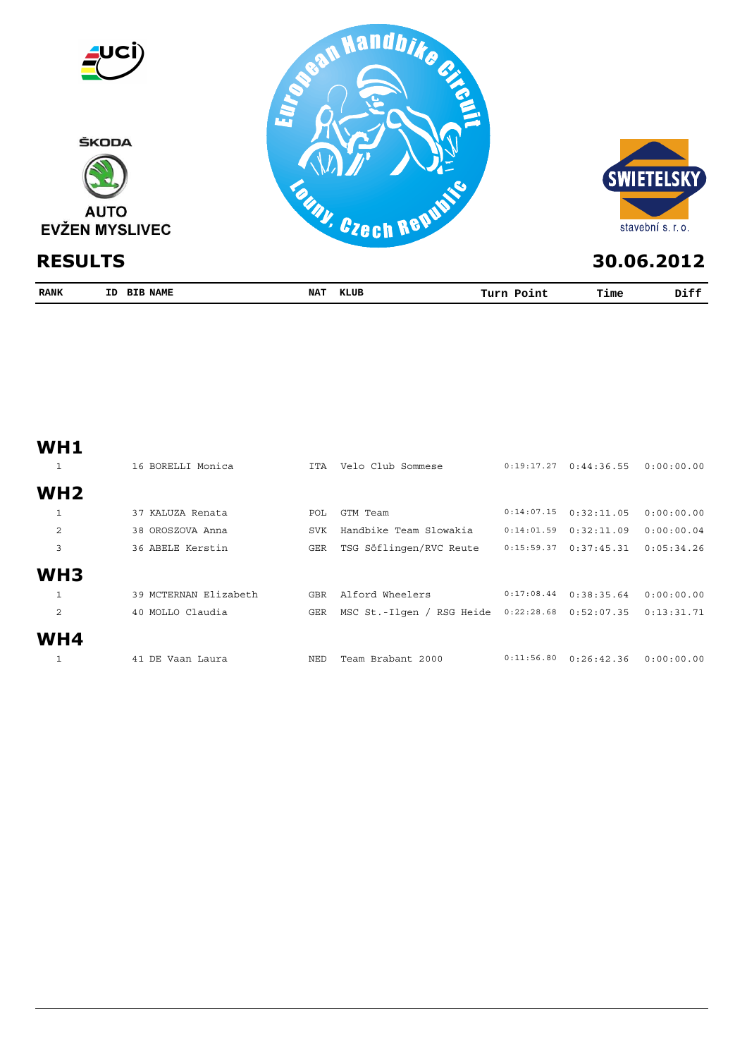ŠKODA

AUTO
EVŽEN MYSLIVEC

European Handbike Circuit

Louny, Czech Republic

SWIETELSKY
stavební s. r. o.

## RESULTS

30.06.2012

| RANK | ID | BIB NAME | NAT | KLUB | Turn Point | Time | Diff |
|---|---|---|---|---|---|---|---|
| **WH1** | | | | | | | |
| 1 | | 16 BORELLI Monica | ITA | Velo Club Sommese | 0:19:17.27 | 0:44:36.55 | 0:00:00.00 |
| **WH2** | | | | | | | |
| 1 | | 37 KALUZA Renata | POL | GTM Team | 0:14:07.15 | 0:32:11.05 | 0:00:00.00 |
| 2 | | 38 OROSZOVA Anna | SVK | Handbike Team Slowakia | 0:14:01.59 | 0:32:11.09 | 0:00:00.04 |
| 3 | | 36 ABELE Kerstin | GER | TSG Söflingen/RVC Reute | 0:15:59.37 | 0:37:45.31 | 0:05:34.26 |
| **WH3** | | | | | | | |
| 1 | | 39 MCTERNAN Elizabeth | GBR | Alford Wheelers | 0:17:08.44 | 0:38:35.64 | 0:00:00.00 |
| 2 | | 40 MOLLO Claudia | GER | MSC St.-Ilgen / RSG Heide | 0:22:28.68 | 0:52:07.35 | 0:13:31.71 |
| **WH4** | | | | | | | |
| 1 | | 41 DE Vaan Laura | NED | Team Brabant 2000 | 0:11:56.80 | 0:26:42.36 | 0:00:00.00 |